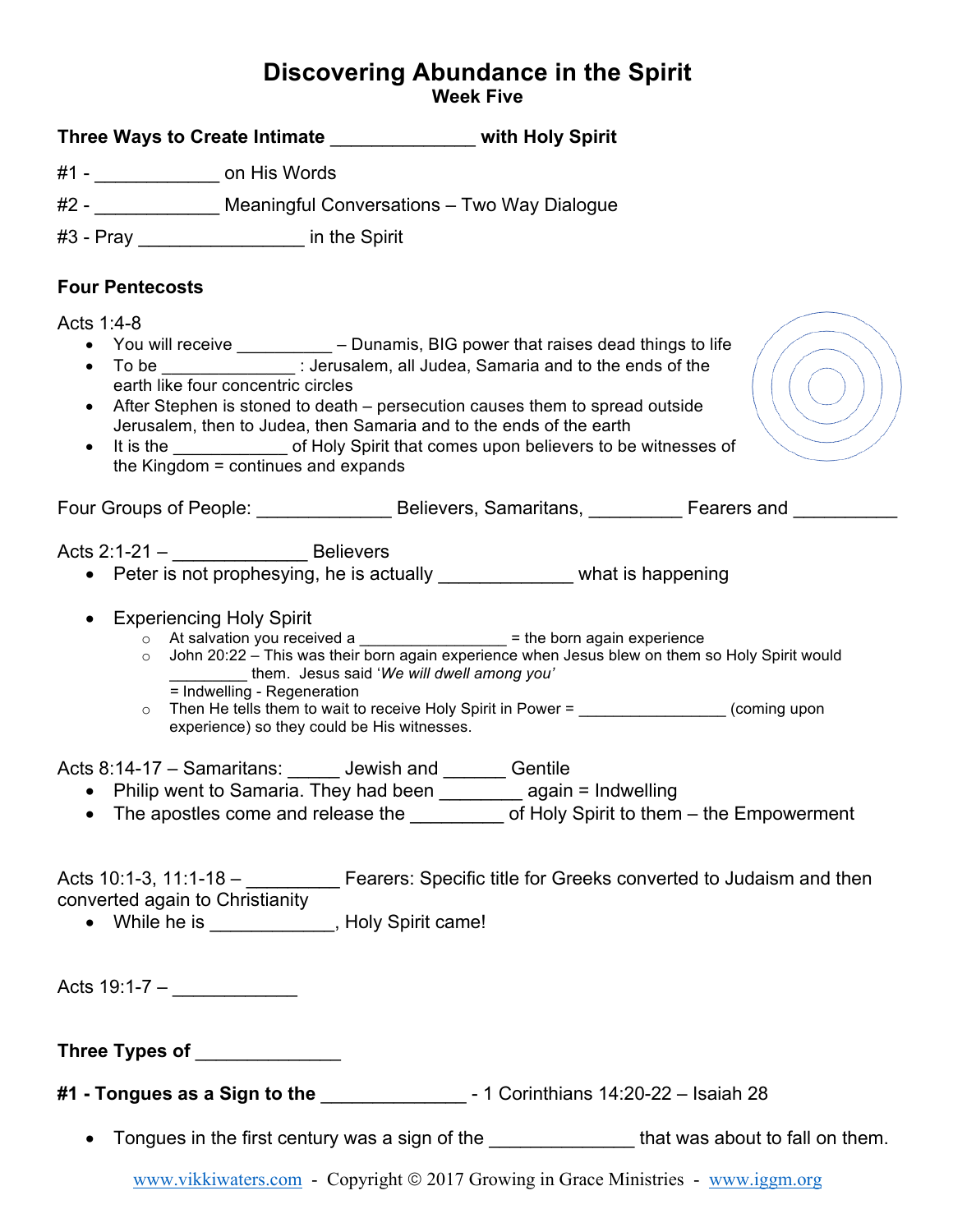# Discovering Abundance in the Spirit

**Week Five**

**Three Ways to Create Intimate _____________ with Holy Spirit**

#1 - ____________ on His Words

#2 - ____________ Meaningful Conversations – Two Way Dialogue

#3 - Pray ________________ in the Spirit

**Four Pentecosts**

Acts 1:4-8

- You will receive __________ – Dunamis, BIG power that raises dead things to life
- To be ______________ : Jerusalem, all Judea, Samaria and to the ends of the earth like four concentric circles
- After Stephen is stoned to death – persecution causes them to spread outside Jerusalem, then to Judea, then Samaria and to the ends of the earth
- It is the ____________ of Holy Spirit that comes upon believers to be witnesses of the Kingdom = continues and expands

Four Groups of People: _____________ Believers, Samaritans, _________ Fearers and __________

Acts 2:1-21 – _____________ Believers

- Peter is not prophesying, he is actually _____________ what is happening
- Experiencing Holy Spirit
  - At salvation you received a ________________ = the born again experience
  - John 20:22 – This was their born again experience when Jesus blew on them so Holy Spirit would _________ them. Jesus said '*We will dwell among you*' = Indwelling - Regeneration
  - Then He tells them to wait to receive Holy Spirit in Power = ________________ (coming upon experience) so they could be His witnesses.

Acts 8:14-17 – Samaritans: _____ Jewish and ______ Gentile

- Philip went to Samaria. They had been ________ again = Indwelling
- The apostles come and release the _________ of Holy Spirit to them – the Empowerment

Acts 10:1-3, 11:1-18 – _________ Fearers: Specific title for Greeks converted to Judaism and then converted again to Christianity

- While he is ____________, Holy Spirit came!

Acts 19:1-7 – ____________

**Three Types of _____________**

**#1 - Tongues as a Sign to the _____________** - 1 Corinthians 14:20-22 – Isaiah 28

- Tongues in the first century was a sign of the ______________ that was about to fall on them.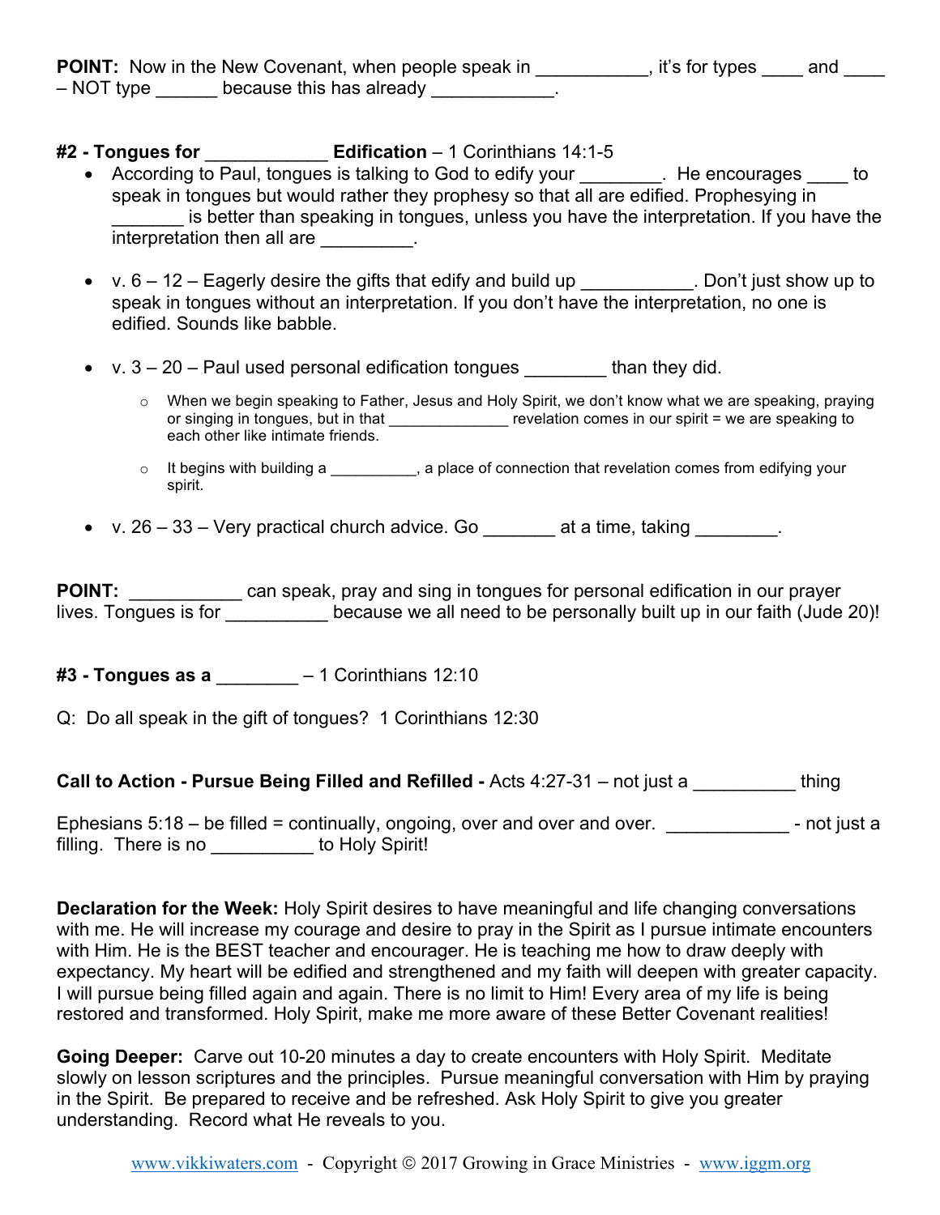**POINT:** Now in the New Covenant, when people speak in ___________, it's for types ____ and ____ – NOT type ______ because this has already ____________.

**#2 - Tongues for ____________ Edification** – 1 Corinthians 14:1-5

- According to Paul, tongues is talking to God to edify your ________. He encourages ____ to speak in tongues but would rather they prophesy so that all are edified. Prophesying in _______ is better than speaking in tongues, unless you have the interpretation. If you have the interpretation then all are _________.
- v. 6 – 12 – Eagerly desire the gifts that edify and build up ___________. Don't just show up to speak in tongues without an interpretation. If you don't have the interpretation, no one is edified. Sounds like babble.
- v. 3 – 20 – Paul used personal edification tongues ________ than they did.
    - When we begin speaking to Father, Jesus and Holy Spirit, we don't know what we are speaking, praying or singing in tongues, but in that ______________ revelation comes in our spirit = we are speaking to each other like intimate friends.
    - It begins with building a __________, a place of connection that revelation comes from edifying your spirit.
- v. 26 – 33 – Very practical church advice. Go _______ at a time, taking ________.

**POINT:** ___________ can speak, pray and sing in tongues for personal edification in our prayer lives. Tongues is for __________ because we all need to be personally built up in our faith (Jude 20)!

**#3 - Tongues as a ________** – 1 Corinthians 12:10

Q: Do all speak in the gift of tongues? 1 Corinthians 12:30

**Call to Action - Pursue Being Filled and Refilled -** Acts 4:27-31 – not just a __________ thing

Ephesians 5:18 – be filled = continually, ongoing, over and over and over. ____________ - not just a filling. There is no __________ to Holy Spirit!

**Declaration for the Week:** Holy Spirit desires to have meaningful and life changing conversations with me. He will increase my courage and desire to pray in the Spirit as I pursue intimate encounters with Him. He is the BEST teacher and encourager. He is teaching me how to draw deeply with expectancy. My heart will be edified and strengthened and my faith will deepen with greater capacity. I will pursue being filled again and again. There is no limit to Him! Every area of my life is being restored and transformed. Holy Spirit, make me more aware of these Better Covenant realities!

**Going Deeper:** Carve out 10-20 minutes a day to create encounters with Holy Spirit. Meditate slowly on lesson scriptures and the principles. Pursue meaningful conversation with Him by praying in the Spirit. Be prepared to receive and be refreshed. Ask Holy Spirit to give you greater understanding. Record what He reveals to you.

www.vikkiwaters.com - Copyright © 2017 Growing in Grace Ministries - www.iggm.org